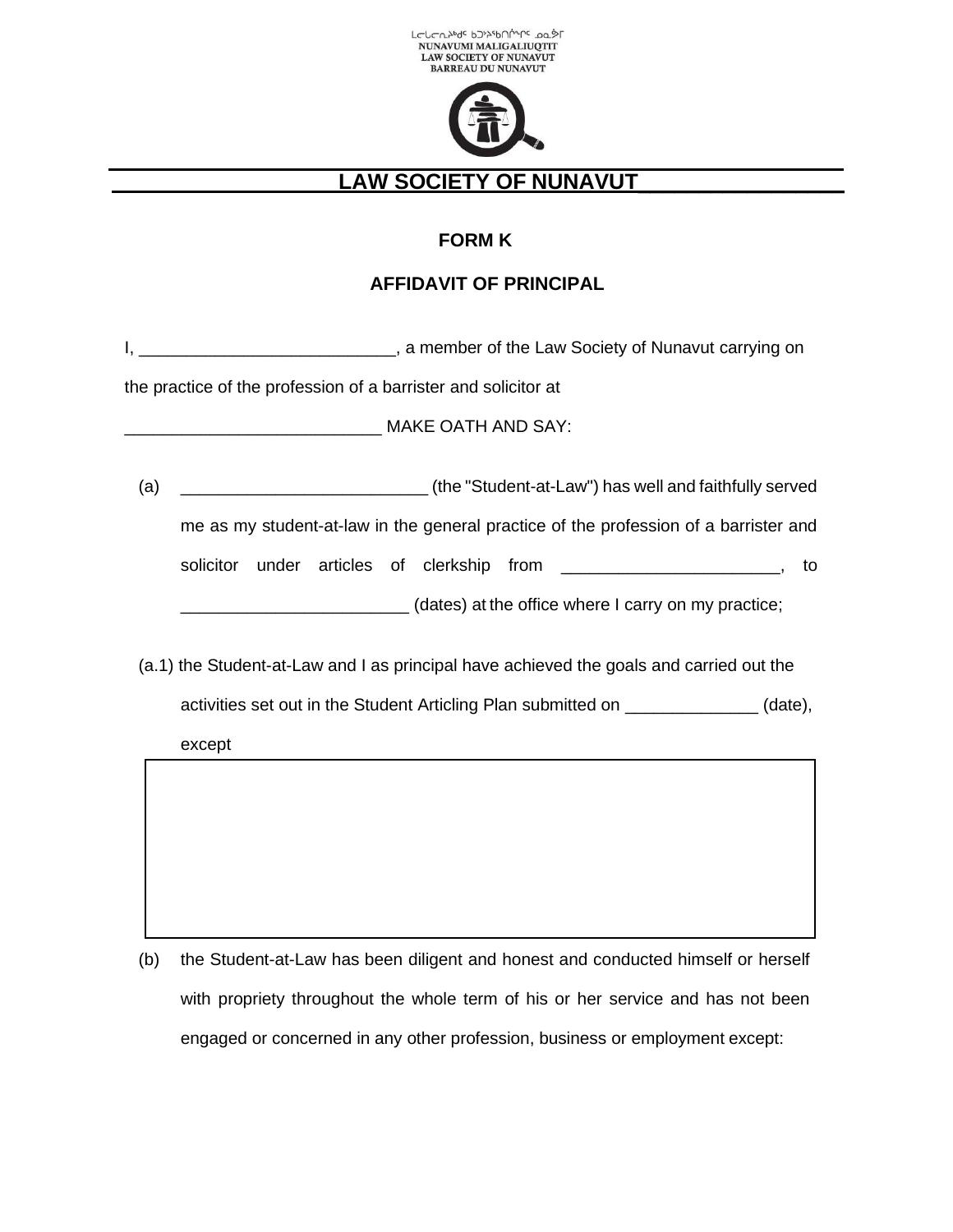ᓄᓇᕗᒥ ᒪᓕᒐᓕᐅᖅᑏᑦ ᑲᑐᔾᔨᖃᑎᒌᖏᑦ ᓄᓇᕗᒥ
NUNAVUMI MALIGALIUQTIT
LAW SOCIETY OF NUNAVUT
BARREAU DU NUNAVUT

# LAW SOCIETY OF NUNAVUT

## FORM K

## AFFIDAVIT OF PRINCIPAL

I, ___________________________, a member of the Law Society of Nunavut carrying on the practice of the profession of a barrister and solicitor at ___________________________ MAKE OATH AND SAY:

(a) __________________________ (the "Student-at-Law") has well and faithfully served me as my student-at-law in the general practice of the profession of a barrister and solicitor under articles of clerkship from _______________________, to ________________________ (dates) at the office where I carry on my practice;

(a.1) the Student-at-Law and I as principal have achieved the goals and carried out the activities set out in the Student Articling Plan submitted on ______________ (date), except

| |
|---|
| |

(b) the Student-at-Law has been diligent and honest and conducted himself or herself with propriety throughout the whole term of his or her service and has not been engaged or concerned in any other profession, business or employment except: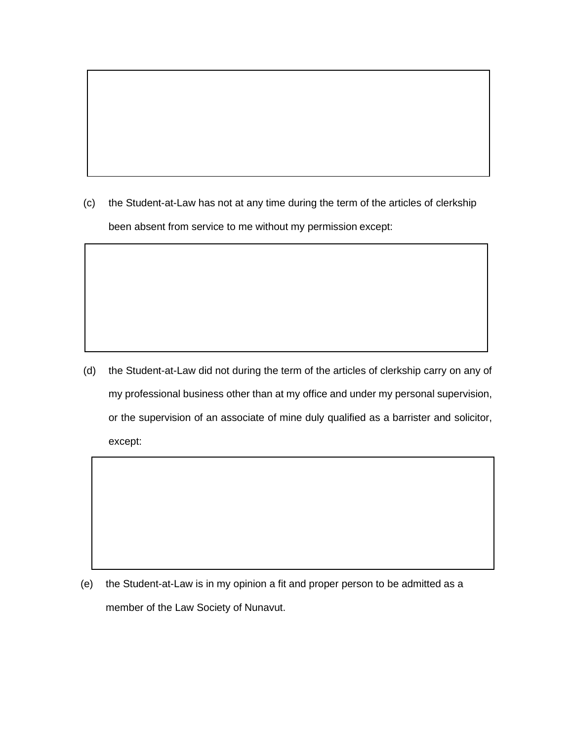(c) the Student-at-Law has not at any time during the term of the articles of clerkship been absent from service to me without my permission except:

(d) the Student-at-Law did not during the term of the articles of clerkship carry on any of my professional business other than at my office and under my personal supervision, or the supervision of an associate of mine duly qualified as a barrister and solicitor, except:

(e) the Student-at-Law is in my opinion a fit and proper person to be admitted as a member of the Law Society of Nunavut.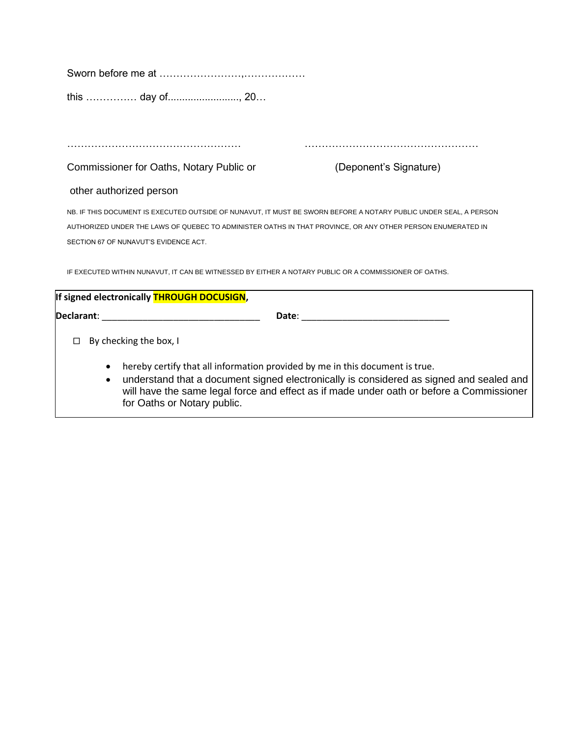Sworn before me at ……………………,………………

this …………… day of........................, 20…

……………………………………………  ……………………………………………

Commissioner for Oaths, Notary Public or  (Deponent's Signature)

other authorized person

NB. IF THIS DOCUMENT IS EXECUTED OUTSIDE OF NUNAVUT, IT MUST BE SWORN BEFORE A NOTARY PUBLIC UNDER SEAL, A PERSON AUTHORIZED UNDER THE LAWS OF QUEBEC TO ADMINISTER OATHS IN THAT PROVINCE, OR ANY OTHER PERSON ENUMERATED IN SECTION 67 OF NUNAVUT'S EVIDENCE ACT.

IF EXECUTED WITHIN NUNAVUT, IT CAN BE WITNESSED BY EITHER A NOTARY PUBLIC OR A COMMISSIONER OF OATHS.

**If signed electronically THROUGH DOCUSIGN,**

**Declarant**: ______________________________ **Date**: ____________________________

☐ By checking the box, I

- hereby certify that all information provided by me in this document is true.
- understand that a document signed electronically is considered as signed and sealed and will have the same legal force and effect as if made under oath or before a Commissioner for Oaths or Notary public.